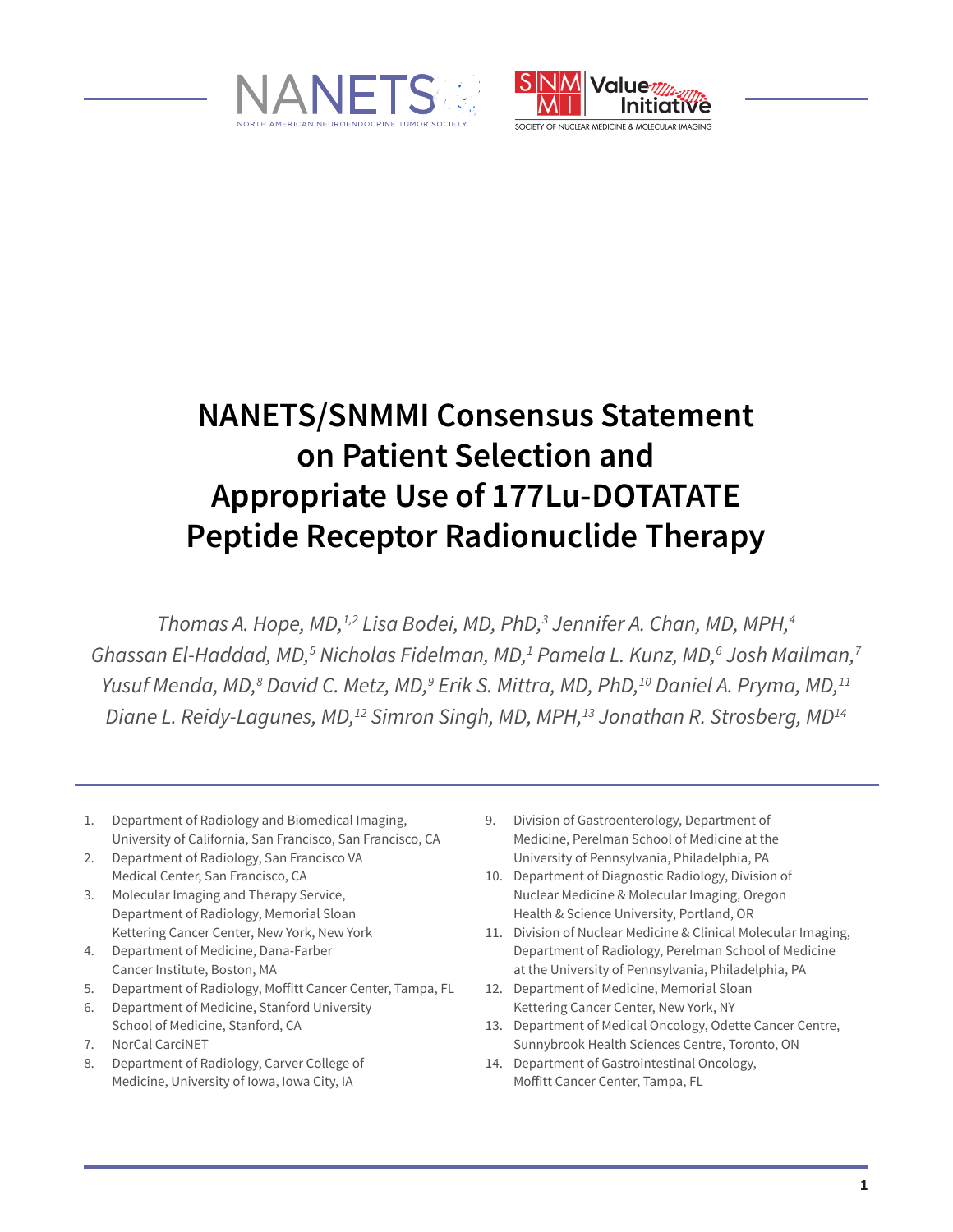# NANETS/SNMMI Consensus Statement on Patient Selection and Appropriate Use of 177Lu-DOTATATE Peptide Receptor Radionuclide Therapy

*Thomas A. Hope, MD,[1,2] Lisa Bodei, MD, PhD,[3] Jennifer A. Chan, MD, MPH,[4] Ghassan El-Haddad, MD,[5] Nicholas Fidelman, MD,[1] Pamela L. Kunz, MD,[6] Josh Mailman,[7] Yusuf Menda, MD,[8] David C. Metz, MD,[9] Erik S. Mittra, MD, PhD,[10] Daniel A. Pryma, MD,[11] Diane L. Reidy-Lagunes, MD,[12] Simron Singh, MD, MPH,[13] Jonathan R. Strosberg, MD[14]*

1. Department of Radiology and Biomedical Imaging, University of California, San Francisco, San Francisco, CA
2. Department of Radiology, San Francisco VA Medical Center, San Francisco, CA
3. Molecular Imaging and Therapy Service, Department of Radiology, Memorial Sloan Kettering Cancer Center, New York, New York
4. Department of Medicine, Dana-Farber Cancer Institute, Boston, MA
5. Department of Radiology, Moffitt Cancer Center, Tampa, FL
6. Department of Medicine, Stanford University School of Medicine, Stanford, CA
7. NorCal CarciNET
8. Department of Radiology, Carver College of Medicine, University of Iowa, Iowa City, IA
9. Division of Gastroenterology, Department of Medicine, Perelman School of Medicine at the University of Pennsylvania, Philadelphia, PA
10. Department of Diagnostic Radiology, Division of Nuclear Medicine & Molecular Imaging, Oregon Health & Science University, Portland, OR
11. Division of Nuclear Medicine & Clinical Molecular Imaging, Department of Radiology, Perelman School of Medicine at the University of Pennsylvania, Philadelphia, PA
12. Department of Medicine, Memorial Sloan Kettering Cancer Center, New York, NY
13. Department of Medical Oncology, Odette Cancer Centre, Sunnybrook Health Sciences Centre, Toronto, ON
14. Department of Gastrointestinal Oncology, Moffitt Cancer Center, Tampa, FL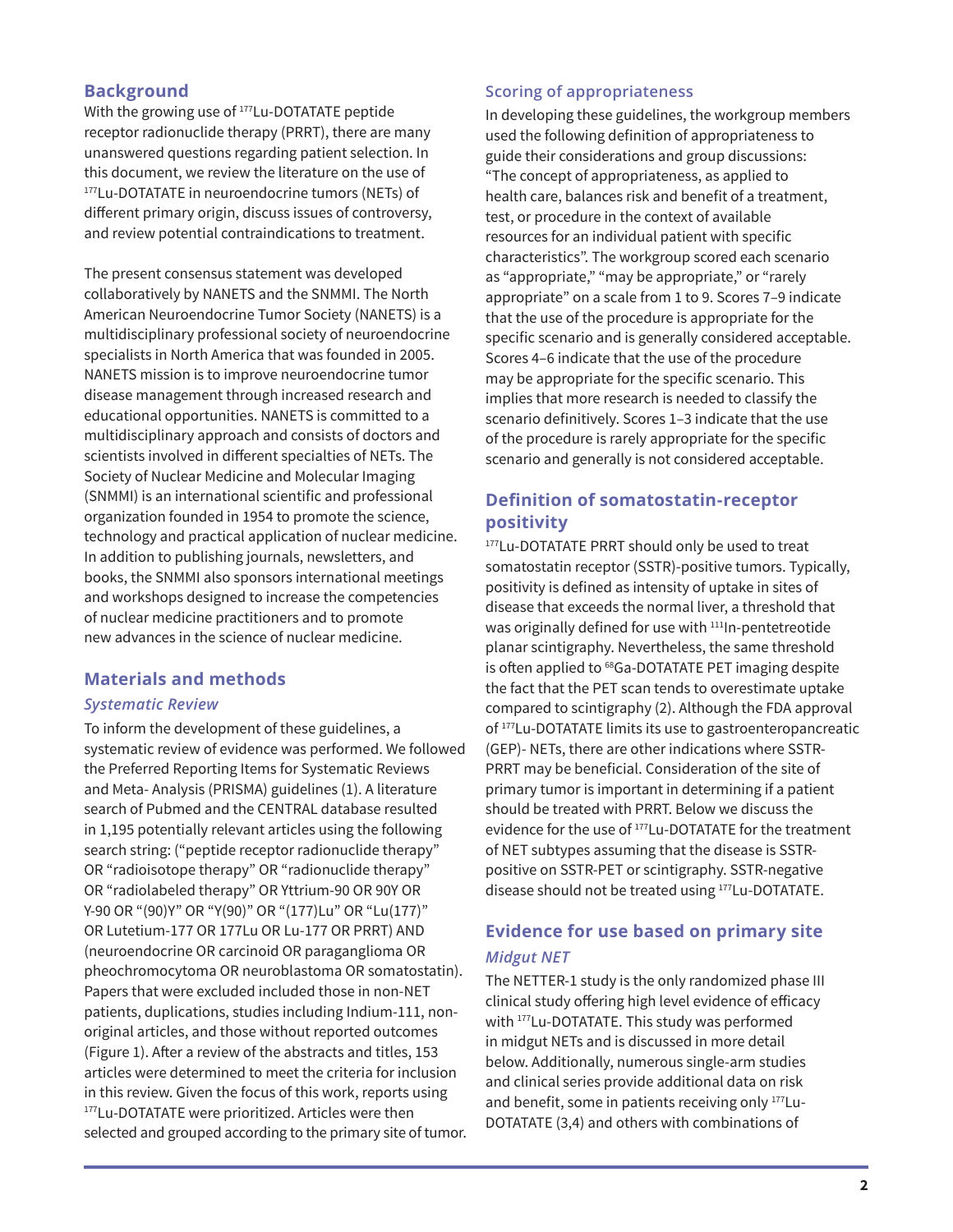## Background

With the growing use of $^{177}$Lu-DOTATATE peptide receptor radionuclide therapy (PRRT), there are many unanswered questions regarding patient selection. In this document, we review the literature on the use of $^{177}$Lu-DOTATATE in neuroendocrine tumors (NETs) of different primary origin, discuss issues of controversy, and review potential contraindications to treatment.

The present consensus statement was developed collaboratively by NANETS and the SNMMI. The North American Neuroendocrine Tumor Society (NANETS) is a multidisciplinary professional society of neuroendocrine specialists in North America that was founded in 2005. NANETS mission is to improve neuroendocrine tumor disease management through increased research and educational opportunities. NANETS is committed to a multidisciplinary approach and consists of doctors and scientists involved in different specialties of NETs. The Society of Nuclear Medicine and Molecular Imaging (SNMMI) is an international scientific and professional organization founded in 1954 to promote the science, technology and practical application of nuclear medicine. In addition to publishing journals, newsletters, and books, the SNMMI also sponsors international meetings and workshops designed to increase the competencies of nuclear medicine practitioners and to promote new advances in the science of nuclear medicine.

## Materials and methods

### *Systematic Review*

To inform the development of these guidelines, a systematic review of evidence was performed. We followed the Preferred Reporting Items for Systematic Reviews and Meta- Analysis (PRISMA) guidelines (1). A literature search of Pubmed and the CENTRAL database resulted in 1,195 potentially relevant articles using the following search string: ("peptide receptor radionuclide therapy" OR "radioisotope therapy" OR "radionuclide therapy" OR "radiolabeled therapy" OR Yttrium-90 OR 90Y OR Y-90 OR "(90)Y" OR "Y(90)" OR "(177)Lu" OR "Lu(177)" OR Lutetium-177 OR 177Lu OR Lu-177 OR PRRT) AND (neuroendocrine OR carcinoid OR paraganglioma OR pheochromocytoma OR neuroblastoma OR somatostatin). Papers that were excluded included those in non-NET patients, duplications, studies including Indium-111, non-original articles, and those without reported outcomes (Figure 1). After a review of the abstracts and titles, 153 articles were determined to meet the criteria for inclusion in this review. Given the focus of this work, reports using $^{177}$Lu-DOTATATE were prioritized. Articles were then selected and grouped according to the primary site of tumor.

### Scoring of appropriateness

In developing these guidelines, the workgroup members used the following definition of appropriateness to guide their considerations and group discussions: "The concept of appropriateness, as applied to health care, balances risk and benefit of a treatment, test, or procedure in the context of available resources for an individual patient with specific characteristics". The workgroup scored each scenario as "appropriate," "may be appropriate," or "rarely appropriate" on a scale from 1 to 9. Scores 7–9 indicate that the use of the procedure is appropriate for the specific scenario and is generally considered acceptable. Scores 4–6 indicate that the use of the procedure may be appropriate for the specific scenario. This implies that more research is needed to classify the scenario definitively. Scores 1–3 indicate that the use of the procedure is rarely appropriate for the specific scenario and generally is not considered acceptable.

## Definition of somatostatin-receptor positivity

$^{177}$Lu-DOTATATE PRRT should only be used to treat somatostatin receptor (SSTR)-positive tumors. Typically, positivity is defined as intensity of uptake in sites of disease that exceeds the normal liver, a threshold that was originally defined for use with $^{111}$In-pentetreotide planar scintigraphy. Nevertheless, the same threshold is often applied to $^{68}$Ga-DOTATATE PET imaging despite the fact that the PET scan tends to overestimate uptake compared to scintigraphy (2). Although the FDA approval of $^{177}$Lu-DOTATATE limits its use to gastroenteropancreatic (GEP)- NETs, there are other indications where SSTR-PRRT may be beneficial. Consideration of the site of primary tumor is important in determining if a patient should be treated with PRRT. Below we discuss the evidence for the use of $^{177}$Lu-DOTATATE for the treatment of NET subtypes assuming that the disease is SSTR-positive on SSTR-PET or scintigraphy. SSTR-negative disease should not be treated using $^{177}$Lu-DOTATATE.

## Evidence for use based on primary site

### *Midgut NET*

The NETTER-1 study is the only randomized phase III clinical study offering high level evidence of efficacy with $^{177}$Lu-DOTATATE. This study was performed in midgut NETs and is discussed in more detail below. Additionally, numerous single-arm studies and clinical series provide additional data on risk and benefit, some in patients receiving only $^{177}$Lu-DOTATATE (3,4) and others with combinations of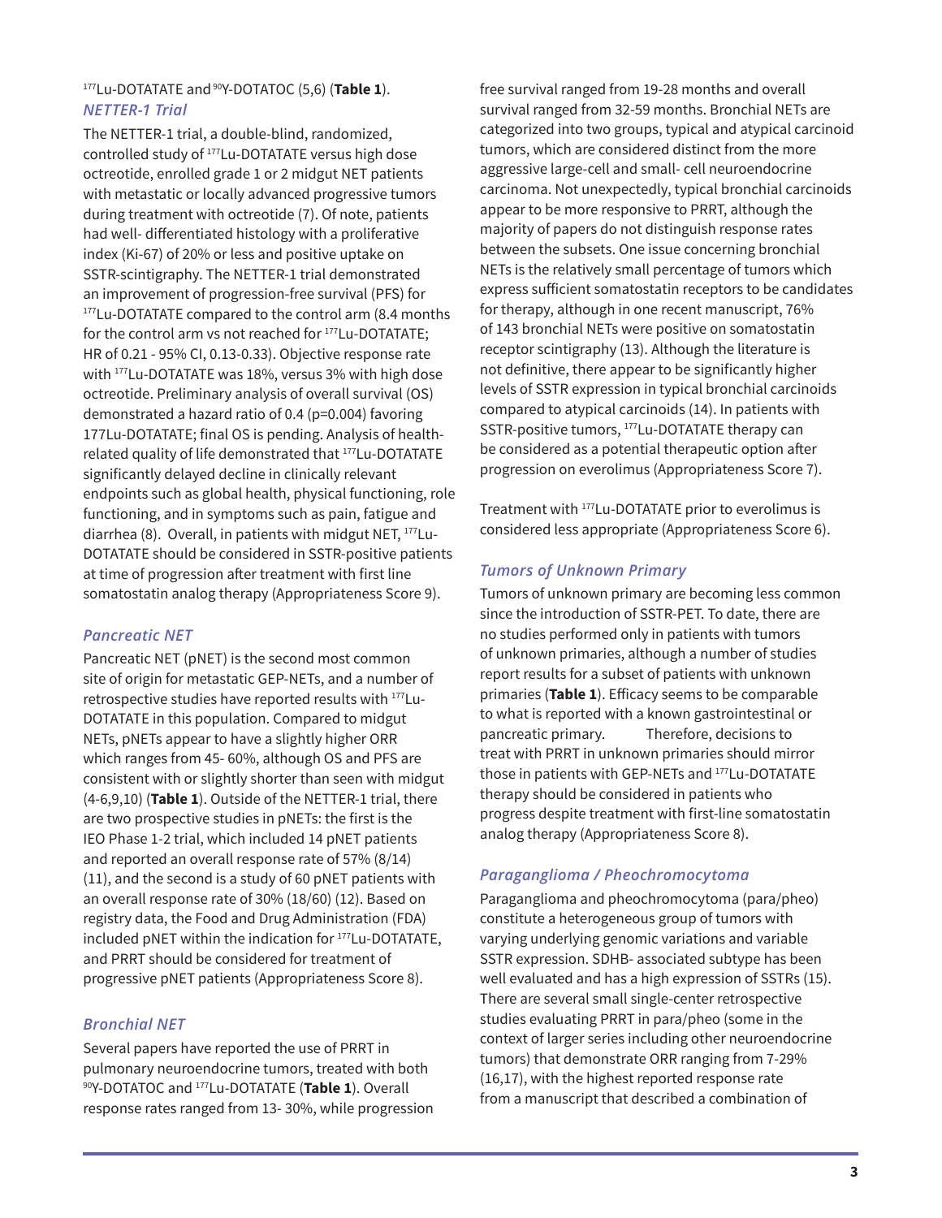$^{177}$Lu-DOTATATE and $^{90}$Y-DOTATOC (5,6) (**Table 1**).

### *NETTER-1 Trial*

The NETTER-1 trial, a double-blind, randomized, controlled study of $^{177}$Lu-DOTATATE versus high dose octreotide, enrolled grade 1 or 2 midgut NET patients with metastatic or locally advanced progressive tumors during treatment with octreotide (7). Of note, patients had well- differentiated histology with a proliferative index (Ki-67) of 20% or less and positive uptake on SSTR-scintigraphy. The NETTER-1 trial demonstrated an improvement of progression-free survival (PFS) for $^{177}$Lu-DOTATATE compared to the control arm (8.4 months for the control arm vs not reached for $^{177}$Lu-DOTATATE; HR of 0.21 - 95% CI, 0.13-0.33). Objective response rate with $^{177}$Lu-DOTATATE was 18%, versus 3% with high dose octreotide. Preliminary analysis of overall survival (OS) demonstrated a hazard ratio of 0.4 (p=0.004) favoring 177Lu-DOTATATE; final OS is pending. Analysis of health-related quality of life demonstrated that $^{177}$Lu-DOTATATE significantly delayed decline in clinically relevant endpoints such as global health, physical functioning, role functioning, and in symptoms such as pain, fatigue and diarrhea (8). Overall, in patients with midgut NET, $^{177}$Lu-DOTATATE should be considered in SSTR-positive patients at time of progression after treatment with first line somatostatin analog therapy (Appropriateness Score 9).

### *Pancreatic NET*

Pancreatic NET (pNET) is the second most common site of origin for metastatic GEP-NETs, and a number of retrospective studies have reported results with $^{177}$Lu-DOTATATE in this population. Compared to midgut NETs, pNETs appear to have a slightly higher ORR which ranges from 45- 60%, although OS and PFS are consistent with or slightly shorter than seen with midgut (4-6,9,10) (**Table 1**). Outside of the NETTER-1 trial, there are two prospective studies in pNETs: the first is the IEO Phase 1-2 trial, which included 14 pNET patients and reported an overall response rate of 57% (8/14) (11), and the second is a study of 60 pNET patients with an overall response rate of 30% (18/60) (12). Based on registry data, the Food and Drug Administration (FDA) included pNET within the indication for $^{177}$Lu-DOTATATE, and PRRT should be considered for treatment of progressive pNET patients (Appropriateness Score 8).

### *Bronchial NET*

Several papers have reported the use of PRRT in pulmonary neuroendocrine tumors, treated with both $^{90}$Y-DOTATOC and $^{177}$Lu-DOTATATE (**Table 1**). Overall response rates ranged from 13- 30%, while progression free survival ranged from 19-28 months and overall survival ranged from 32-59 months. Bronchial NETs are categorized into two groups, typical and atypical carcinoid tumors, which are considered distinct from the more aggressive large-cell and small- cell neuroendocrine carcinoma. Not unexpectedly, typical bronchial carcinoids appear to be more responsive to PRRT, although the majority of papers do not distinguish response rates between the subsets. One issue concerning bronchial NETs is the relatively small percentage of tumors which express sufficient somatostatin receptors to be candidates for therapy, although in one recent manuscript, 76% of 143 bronchial NETs were positive on somatostatin receptor scintigraphy (13). Although the literature is not definitive, there appear to be significantly higher levels of SSTR expression in typical bronchial carcinoids compared to atypical carcinoids (14). In patients with SSTR-positive tumors, $^{177}$Lu-DOTATATE therapy can be considered as a potential therapeutic option after progression on everolimus (Appropriateness Score 7).

Treatment with $^{177}$Lu-DOTATATE prior to everolimus is considered less appropriate (Appropriateness Score 6).

### *Tumors of Unknown Primary*

Tumors of unknown primary are becoming less common since the introduction of SSTR-PET. To date, there are no studies performed only in patients with tumors of unknown primaries, although a number of studies report results for a subset of patients with unknown primaries (**Table 1**). Efficacy seems to be comparable to what is reported with a known gastrointestinal or pancreatic primary. Therefore, decisions to treat with PRRT in unknown primaries should mirror those in patients with GEP-NETs and $^{177}$Lu-DOTATATE therapy should be considered in patients who progress despite treatment with first-line somatostatin analog therapy (Appropriateness Score 8).

### *Paraganglioma / Pheochromocytoma*

Paraganglioma and pheochromocytoma (para/pheo) constitute a heterogeneous group of tumors with varying underlying genomic variations and variable SSTR expression. SDHB- associated subtype has been well evaluated and has a high expression of SSTRs (15). There are several small single-center retrospective studies evaluating PRRT in para/pheo (some in the context of larger series including other neuroendocrine tumors) that demonstrate ORR ranging from 7-29% (16,17), with the highest reported response rate from a manuscript that described a combination of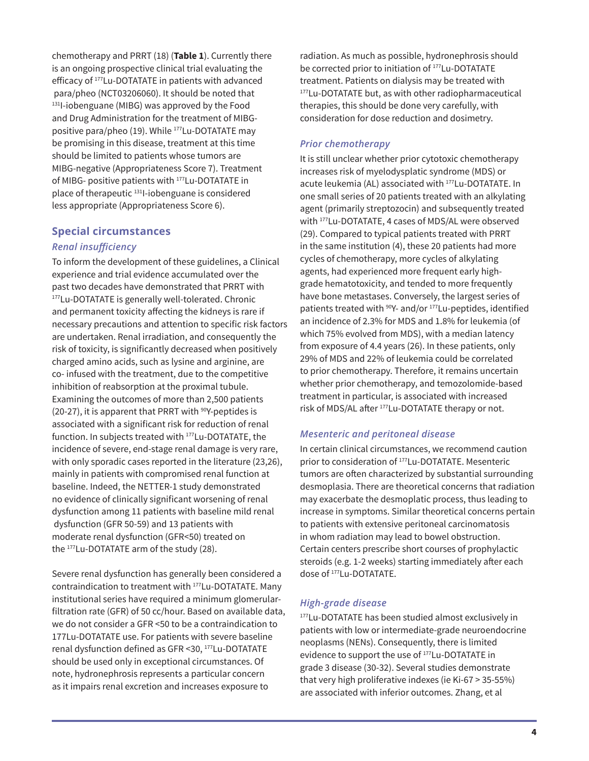chemotherapy and PRRT (18) (**Table 1**). Currently there is an ongoing prospective clinical trial evaluating the efficacy of $^{177}$Lu-DOTATATE in patients with advanced para/pheo (NCT03206060). It should be noted that $^{131}$I-iobenguane (MIBG) was approved by the Food and Drug Administration for the treatment of MIBG-positive para/pheo (19). While $^{177}$Lu-DOTATATE may be promising in this disease, treatment at this time should be limited to patients whose tumors are MIBG-negative (Appropriateness Score 7). Treatment of MIBG- positive patients with $^{177}$Lu-DOTATATE in place of therapeutic $^{131}$I-iobenguane is considered less appropriate (Appropriateness Score 6).

## Special circumstances

### *Renal insufficiency*

To inform the development of these guidelines, a Clinical experience and trial evidence accumulated over the past two decades have demonstrated that PRRT with $^{177}$Lu-DOTATATE is generally well-tolerated. Chronic and permanent toxicity affecting the kidneys is rare if necessary precautions and attention to specific risk factors are undertaken. Renal irradiation, and consequently the risk of toxicity, is significantly decreased when positively charged amino acids, such as lysine and arginine, are co- infused with the treatment, due to the competitive inhibition of reabsorption at the proximal tubule. Examining the outcomes of more than 2,500 patients (20-27), it is apparent that PRRT with $^{90}$Y-peptides is associated with a significant risk for reduction of renal function. In subjects treated with $^{177}$Lu-DOTATATE, the incidence of severe, end-stage renal damage is very rare, with only sporadic cases reported in the literature (23,26), mainly in patients with compromised renal function at baseline. Indeed, the NETTER-1 study demonstrated no evidence of clinically significant worsening of renal dysfunction among 11 patients with baseline mild renal dysfunction (GFR 50-59) and 13 patients with moderate renal dysfunction (GFR<50) treated on the $^{177}$Lu-DOTATATE arm of the study (28).

Severe renal dysfunction has generally been considered a contraindication to treatment with $^{177}$Lu-DOTATATE. Many institutional series have required a minimum glomerular-filtration rate (GFR) of 50 cc/hour. Based on available data, we do not consider a GFR <50 to be a contraindication to 177Lu-DOTATATE use. For patients with severe baseline renal dysfunction defined as GFR <30, $^{177}$Lu-DOTATATE should be used only in exceptional circumstances. Of note, hydronephrosis represents a particular concern as it impairs renal excretion and increases exposure to radiation. As much as possible, hydronephrosis should be corrected prior to initiation of $^{177}$Lu-DOTATATE treatment. Patients on dialysis may be treated with $^{177}$Lu-DOTATATE but, as with other radiopharmaceutical therapies, this should be done very carefully, with consideration for dose reduction and dosimetry.

### *Prior chemotherapy*

It is still unclear whether prior cytotoxic chemotherapy increases risk of myelodysplatic syndrome (MDS) or acute leukemia (AL) associated with $^{177}$Lu-DOTATATE. In one small series of 20 patients treated with an alkylating agent (primarily streptozocin) and subsequently treated with $^{177}$Lu-DOTATATE, 4 cases of MDS/AL were observed (29). Compared to typical patients treated with PRRT in the same institution (4), these 20 patients had more cycles of chemotherapy, more cycles of alkylating agents, had experienced more frequent early high-grade hematotoxicity, and tended to more frequently have bone metastases. Conversely, the largest series of patients treated with $^{90}$Y- and/or $^{177}$Lu-peptides, identified an incidence of 2.3% for MDS and 1.8% for leukemia (of which 75% evolved from MDS), with a median latency from exposure of 4.4 years (26). In these patients, only 29% of MDS and 22% of leukemia could be correlated to prior chemotherapy. Therefore, it remains uncertain whether prior chemotherapy, and temozolomide-based treatment in particular, is associated with increased risk of MDS/AL after $^{177}$Lu-DOTATATE therapy or not.

### *Mesenteric and peritoneal disease*

In certain clinical circumstances, we recommend caution prior to consideration of $^{177}$Lu-DOTATATE. Mesenteric tumors are often characterized by substantial surrounding desmoplasia. There are theoretical concerns that radiation may exacerbate the desmoplastic process, thus leading to increase in symptoms. Similar theoretical concerns pertain to patients with extensive peritoneal carcinomatosis in whom radiation may lead to bowel obstruction. Certain centers prescribe short courses of prophylactic steroids (e.g. 1-2 weeks) starting immediately after each dose of $^{177}$Lu-DOTATATE.

### *High-grade disease*

$^{177}$Lu-DOTATATE has been studied almost exclusively in patients with low or intermediate-grade neuroendocrine neoplasms (NENs). Consequently, there is limited evidence to support the use of $^{177}$Lu-DOTATATE in grade 3 disease (30-32). Several studies demonstrate that very high proliferative indexes (ie Ki-67 > 35-55%) are associated with inferior outcomes. Zhang, et al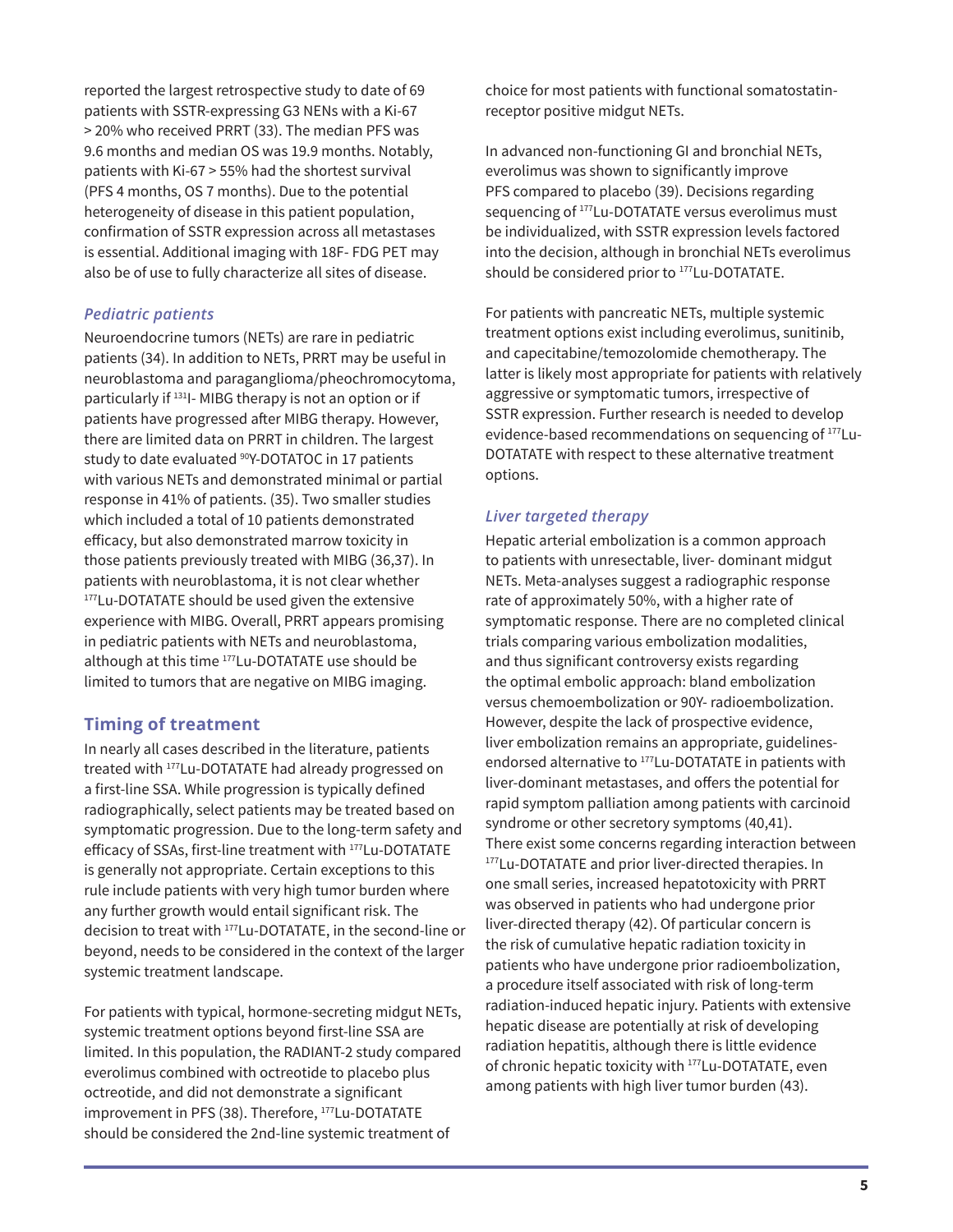reported the largest retrospective study to date of 69 patients with SSTR-expressing G3 NENs with a Ki-67 > 20% who received PRRT (33). The median PFS was 9.6 months and median OS was 19.9 months. Notably, patients with Ki-67 > 55% had the shortest survival (PFS 4 months, OS 7 months). Due to the potential heterogeneity of disease in this patient population, confirmation of SSTR expression across all metastases is essential. Additional imaging with 18F- FDG PET may also be of use to fully characterize all sites of disease.

### *Pediatric patients*

Neuroendocrine tumors (NETs) are rare in pediatric patients (34). In addition to NETs, PRRT may be useful in neuroblastoma and paraganglioma/pheochromocytoma, particularly if $^{131}$I- MIBG therapy is not an option or if patients have progressed after MIBG therapy. However, there are limited data on PRRT in children. The largest study to date evaluated $^{90}$Y-DOTATOC in 17 patients with various NETs and demonstrated minimal or partial response in 41% of patients. (35). Two smaller studies which included a total of 10 patients demonstrated efficacy, but also demonstrated marrow toxicity in those patients previously treated with MIBG (36,37). In patients with neuroblastoma, it is not clear whether $^{177}$Lu-DOTATATE should be used given the extensive experience with MIBG. Overall, PRRT appears promising in pediatric patients with NETs and neuroblastoma, although at this time $^{177}$Lu-DOTATATE use should be limited to tumors that are negative on MIBG imaging.

## Timing of treatment

In nearly all cases described in the literature, patients treated with $^{177}$Lu-DOTATATE had already progressed on a first-line SSA. While progression is typically defined radiographically, select patients may be treated based on symptomatic progression. Due to the long-term safety and efficacy of SSAs, first-line treatment with $^{177}$Lu-DOTATATE is generally not appropriate. Certain exceptions to this rule include patients with very high tumor burden where any further growth would entail significant risk. The decision to treat with $^{177}$Lu-DOTATATE, in the second-line or beyond, needs to be considered in the context of the larger systemic treatment landscape.

For patients with typical, hormone-secreting midgut NETs, systemic treatment options beyond first-line SSA are limited. In this population, the RADIANT-2 study compared everolimus combined with octreotide to placebo plus octreotide, and did not demonstrate a significant improvement in PFS (38). Therefore, $^{177}$Lu-DOTATATE should be considered the 2nd-line systemic treatment of choice for most patients with functional somatostatin-receptor positive midgut NETs.

In advanced non-functioning GI and bronchial NETs, everolimus was shown to significantly improve PFS compared to placebo (39). Decisions regarding sequencing of $^{177}$Lu-DOTATATE versus everolimus must be individualized, with SSTR expression levels factored into the decision, although in bronchial NETs everolimus should be considered prior to $^{177}$Lu-DOTATATE.

For patients with pancreatic NETs, multiple systemic treatment options exist including everolimus, sunitinib, and capecitabine/temozolomide chemotherapy. The latter is likely most appropriate for patients with relatively aggressive or symptomatic tumors, irrespective of SSTR expression. Further research is needed to develop evidence-based recommendations on sequencing of $^{177}$Lu-DOTATATE with respect to these alternative treatment options.

### *Liver targeted therapy*

Hepatic arterial embolization is a common approach to patients with unresectable, liver- dominant midgut NETs. Meta-analyses suggest a radiographic response rate of approximately 50%, with a higher rate of symptomatic response. There are no completed clinical trials comparing various embolization modalities, and thus significant controversy exists regarding the optimal embolic approach: bland embolization versus chemoembolization or 90Y- radioembolization. However, despite the lack of prospective evidence, liver embolization remains an appropriate, guidelines-endorsed alternative to $^{177}$Lu-DOTATATE in patients with liver-dominant metastases, and offers the potential for rapid symptom palliation among patients with carcinoid syndrome or other secretory symptoms (40,41). There exist some concerns regarding interaction between $^{177}$Lu-DOTATATE and prior liver-directed therapies. In one small series, increased hepatotoxicity with PRRT was observed in patients who had undergone prior liver-directed therapy (42). Of particular concern is the risk of cumulative hepatic radiation toxicity in patients who have undergone prior radioembolization, a procedure itself associated with risk of long-term radiation-induced hepatic injury. Patients with extensive hepatic disease are potentially at risk of developing radiation hepatitis, although there is little evidence of chronic hepatic toxicity with $^{177}$Lu-DOTATATE, even among patients with high liver tumor burden (43).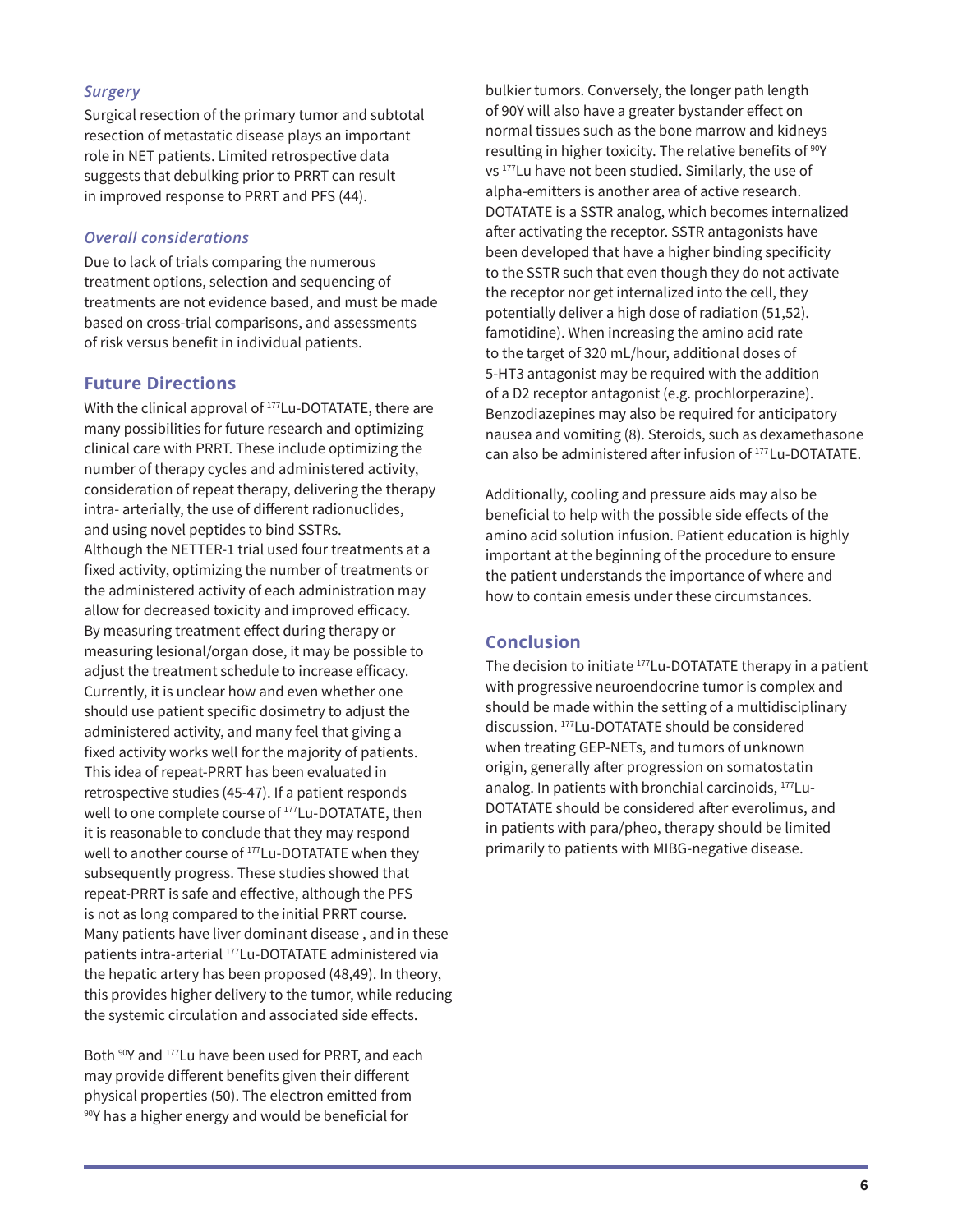### *Surgery*

Surgical resection of the primary tumor and subtotal resection of metastatic disease plays an important role in NET patients. Limited retrospective data suggests that debulking prior to PRRT can result in improved response to PRRT and PFS (44).

### *Overall considerations*

Due to lack of trials comparing the numerous treatment options, selection and sequencing of treatments are not evidence based, and must be made based on cross-trial comparisons, and assessments of risk versus benefit in individual patients.

## Future Directions

With the clinical approval of $^{177}$Lu-DOTATATE, there are many possibilities for future research and optimizing clinical care with PRRT. These include optimizing the number of therapy cycles and administered activity, consideration of repeat therapy, delivering the therapy intra- arterially, the use of different radionuclides, and using novel peptides to bind SSTRs.
Although the NETTER-1 trial used four treatments at a fixed activity, optimizing the number of treatments or the administered activity of each administration may allow for decreased toxicity and improved efficacy. By measuring treatment effect during therapy or measuring lesional/organ dose, it may be possible to adjust the treatment schedule to increase efficacy. Currently, it is unclear how and even whether one should use patient specific dosimetry to adjust the administered activity, and many feel that giving a fixed activity works well for the majority of patients. This idea of repeat-PRRT has been evaluated in retrospective studies (45-47). If a patient responds well to one complete course of $^{177}$Lu-DOTATATE, then it is reasonable to conclude that they may respond well to another course of $^{177}$Lu-DOTATATE when they subsequently progress. These studies showed that repeat-PRRT is safe and effective, although the PFS is not as long compared to the initial PRRT course. Many patients have liver dominant disease , and in these patients intra-arterial $^{177}$Lu-DOTATATE administered via the hepatic artery has been proposed (48,49). In theory, this provides higher delivery to the tumor, while reducing the systemic circulation and associated side effects.

Both $^{90}$Y and $^{177}$Lu have been used for PRRT, and each may provide different benefits given their different physical properties (50). The electron emitted from $^{90}$Y has a higher energy and would be beneficial for bulkier tumors. Conversely, the longer path length of 90Y will also have a greater bystander effect on normal tissues such as the bone marrow and kidneys resulting in higher toxicity. The relative benefits of $^{90}$Y vs $^{177}$Lu have not been studied. Similarly, the use of alpha-emitters is another area of active research. DOTATATE is a SSTR analog, which becomes internalized after activating the receptor. SSTR antagonists have been developed that have a higher binding specificity to the SSTR such that even though they do not activate the receptor nor get internalized into the cell, they potentially deliver a high dose of radiation (51,52). famotidine). When increasing the amino acid rate to the target of 320 mL/hour, additional doses of 5-HT3 antagonist may be required with the addition of a D2 receptor antagonist (e.g. prochlorperazine). Benzodiazepines may also be required for anticipatory nausea and vomiting (8). Steroids, such as dexamethasone can also be administered after infusion of $^{177}$Lu-DOTATATE.

Additionally, cooling and pressure aids may also be beneficial to help with the possible side effects of the amino acid solution infusion. Patient education is highly important at the beginning of the procedure to ensure the patient understands the importance of where and how to contain emesis under these circumstances.

## Conclusion

The decision to initiate $^{177}$Lu-DOTATATE therapy in a patient with progressive neuroendocrine tumor is complex and should be made within the setting of a multidisciplinary discussion. $^{177}$Lu-DOTATATE should be considered when treating GEP-NETs, and tumors of unknown origin, generally after progression on somatostatin analog. In patients with bronchial carcinoids, $^{177}$Lu-DOTATATE should be considered after everolimus, and in patients with para/pheo, therapy should be limited primarily to patients with MIBG-negative disease.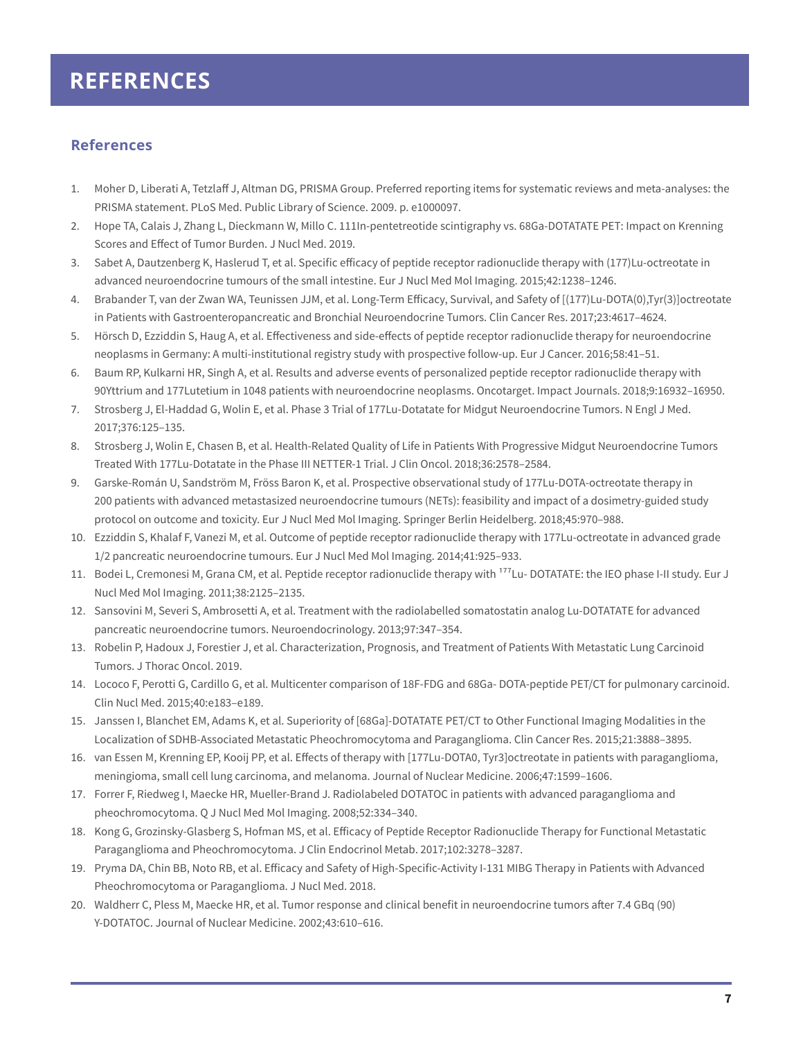# REFERENCES

## References

1. Moher D, Liberati A, Tetzlaff J, Altman DG, PRISMA Group. Preferred reporting items for systematic reviews and meta-analyses: the PRISMA statement. PLoS Med. Public Library of Science. 2009. p. e1000097.
2. Hope TA, Calais J, Zhang L, Dieckmann W, Millo C. 111In-pentetreotide scintigraphy vs. 68Ga-DOTATATE PET: Impact on Krenning Scores and Effect of Tumor Burden. J Nucl Med. 2019.
3. Sabet A, Dautzenberg K, Haslerud T, et al. Specific efficacy of peptide receptor radionuclide therapy with (177)Lu-octreotate in advanced neuroendocrine tumours of the small intestine. Eur J Nucl Med Mol Imaging. 2015;42:1238–1246.
4. Brabander T, van der Zwan WA, Teunissen JJM, et al. Long-Term Efficacy, Survival, and Safety of [(177)Lu-DOTA(0),Tyr(3)]octreotate in Patients with Gastroenteropancreatic and Bronchial Neuroendocrine Tumors. Clin Cancer Res. 2017;23:4617–4624.
5. Hörsch D, Ezziddin S, Haug A, et al. Effectiveness and side-effects of peptide receptor radionuclide therapy for neuroendocrine neoplasms in Germany: A multi-institutional registry study with prospective follow-up. Eur J Cancer. 2016;58:41–51.
6. Baum RP, Kulkarni HR, Singh A, et al. Results and adverse events of personalized peptide receptor radionuclide therapy with 90Yttrium and 177Lutetium in 1048 patients with neuroendocrine neoplasms. Oncotarget. Impact Journals. 2018;9:16932–16950.
7. Strosberg J, El-Haddad G, Wolin E, et al. Phase 3 Trial of 177Lu-Dotatate for Midgut Neuroendocrine Tumors. N Engl J Med. 2017;376:125–135.
8. Strosberg J, Wolin E, Chasen B, et al. Health-Related Quality of Life in Patients With Progressive Midgut Neuroendocrine Tumors Treated With 177Lu-Dotatate in the Phase III NETTER-1 Trial. J Clin Oncol. 2018;36:2578–2584.
9. Garske-Román U, Sandström M, Fröss Baron K, et al. Prospective observational study of 177Lu-DOTA-octreotate therapy in 200 patients with advanced metastasized neuroendocrine tumours (NETs): feasibility and impact of a dosimetry-guided study protocol on outcome and toxicity. Eur J Nucl Med Mol Imaging. Springer Berlin Heidelberg. 2018;45:970–988.
10. Ezziddin S, Khalaf F, Vanezi M, et al. Outcome of peptide receptor radionuclide therapy with 177Lu-octreotate in advanced grade 1/2 pancreatic neuroendocrine tumours. Eur J Nucl Med Mol Imaging. 2014;41:925–933.
11. Bodei L, Cremonesi M, Grana CM, et al. Peptide receptor radionuclide therapy with $^{177}$Lu- DOTATATE: the IEO phase I-II study. Eur J Nucl Med Mol Imaging. 2011;38:2125–2135.
12. Sansovini M, Severi S, Ambrosetti A, et al. Treatment with the radiolabelled somatostatin analog Lu-DOTATATE for advanced pancreatic neuroendocrine tumors. Neuroendocrinology. 2013;97:347–354.
13. Robelin P, Hadoux J, Forestier J, et al. Characterization, Prognosis, and Treatment of Patients With Metastatic Lung Carcinoid Tumors. J Thorac Oncol. 2019.
14. Lococo F, Perotti G, Cardillo G, et al. Multicenter comparison of 18F-FDG and 68Ga- DOTA-peptide PET/CT for pulmonary carcinoid. Clin Nucl Med. 2015;40:e183–e189.
15. Janssen I, Blanchet EM, Adams K, et al. Superiority of [68Ga]-DOTATATE PET/CT to Other Functional Imaging Modalities in the Localization of SDHB-Associated Metastatic Pheochromocytoma and Paraganglioma. Clin Cancer Res. 2015;21:3888–3895.
16. van Essen M, Krenning EP, Kooij PP, et al. Effects of therapy with [177Lu-DOTA0, Tyr3]octreotate in patients with paraganglioma, meningioma, small cell lung carcinoma, and melanoma. Journal of Nuclear Medicine. 2006;47:1599–1606.
17. Forrer F, Riedweg I, Maecke HR, Mueller-Brand J. Radiolabeled DOTATOC in patients with advanced paraganglioma and pheochromocytoma. Q J Nucl Med Mol Imaging. 2008;52:334–340.
18. Kong G, Grozinsky-Glasberg S, Hofman MS, et al. Efficacy of Peptide Receptor Radionuclide Therapy for Functional Metastatic Paraganglioma and Pheochromocytoma. J Clin Endocrinol Metab. 2017;102:3278–3287.
19. Pryma DA, Chin BB, Noto RB, et al. Efficacy and Safety of High-Specific-Activity I-131 MIBG Therapy in Patients with Advanced Pheochromocytoma or Paraganglioma. J Nucl Med. 2018.
20. Waldherr C, Pless M, Maecke HR, et al. Tumor response and clinical benefit in neuroendocrine tumors after 7.4 GBq (90) Y-DOTATOC. Journal of Nuclear Medicine. 2002;43:610–616.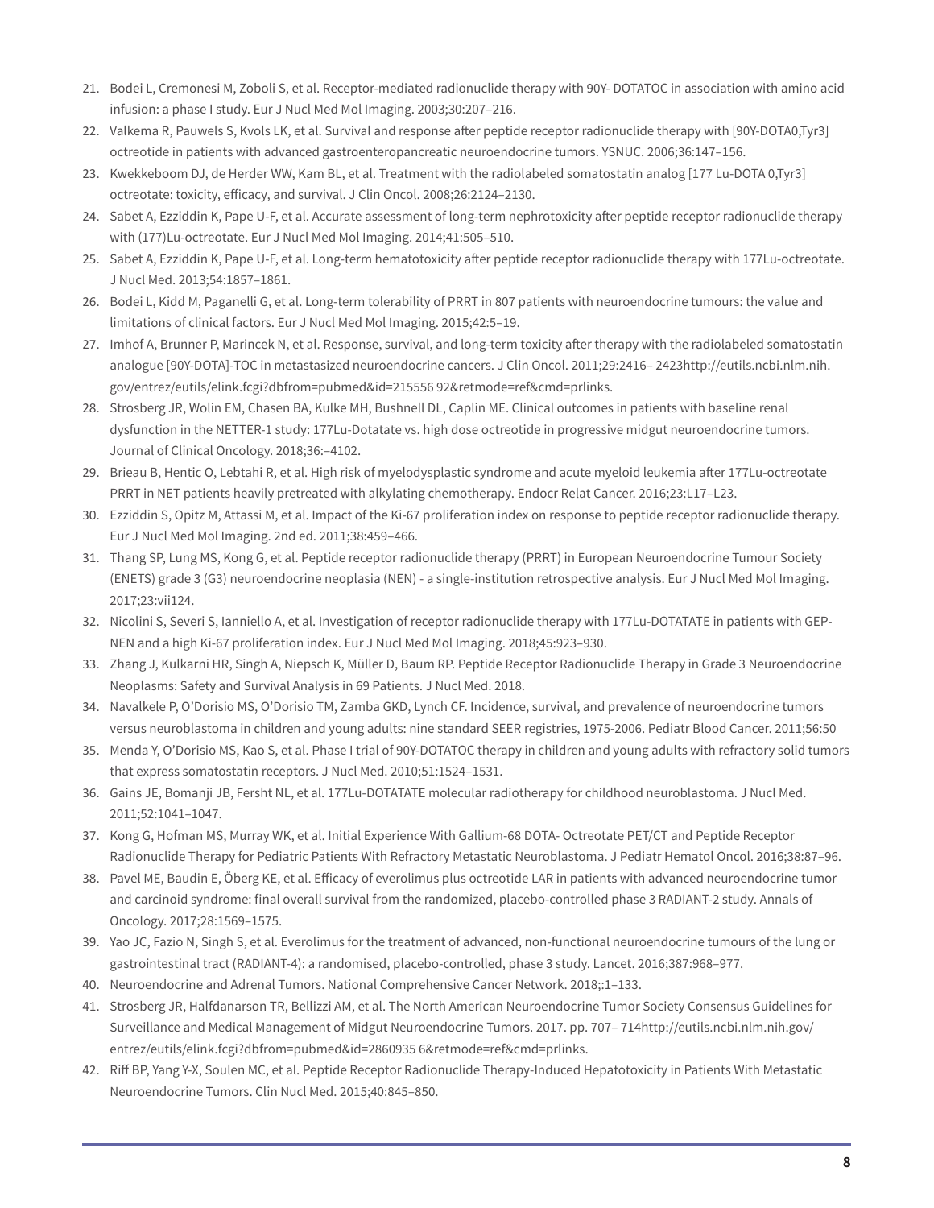21. Bodei L, Cremonesi M, Zoboli S, et al. Receptor-mediated radionuclide therapy with 90Y- DOTATOC in association with amino acid infusion: a phase I study. Eur J Nucl Med Mol Imaging. 2003;30:207–216.
22. Valkema R, Pauwels S, Kvols LK, et al. Survival and response after peptide receptor radionuclide therapy with [90Y-DOTA0,Tyr3] octreotide in patients with advanced gastroenteropancreatic neuroendocrine tumors. YSNUC. 2006;36:147–156.
23. Kwekkeboom DJ, de Herder WW, Kam BL, et al. Treatment with the radiolabeled somatostatin analog [177 Lu-DOTA 0,Tyr3] octreotate: toxicity, efficacy, and survival. J Clin Oncol. 2008;26:2124–2130.
24. Sabet A, Ezziddin K, Pape U-F, et al. Accurate assessment of long-term nephrotoxicity after peptide receptor radionuclide therapy with (177)Lu-octreotate. Eur J Nucl Med Mol Imaging. 2014;41:505–510.
25. Sabet A, Ezziddin K, Pape U-F, et al. Long-term hematotoxicity after peptide receptor radionuclide therapy with 177Lu-octreotate. J Nucl Med. 2013;54:1857–1861.
26. Bodei L, Kidd M, Paganelli G, et al. Long-term tolerability of PRRT in 807 patients with neuroendocrine tumours: the value and limitations of clinical factors. Eur J Nucl Med Mol Imaging. 2015;42:5–19.
27. Imhof A, Brunner P, Marincek N, et al. Response, survival, and long-term toxicity after therapy with the radiolabeled somatostatin analogue [90Y-DOTA]-TOC in metastasized neuroendocrine cancers. J Clin Oncol. 2011;29:2416– 2423http://eutils.ncbi.nlm.nih.gov/entrez/eutils/elink.fcgi?dbfrom=pubmed&id=215556 92&retmode=ref&cmd=prlinks.
28. Strosberg JR, Wolin EM, Chasen BA, Kulke MH, Bushnell DL, Caplin ME. Clinical outcomes in patients with baseline renal dysfunction in the NETTER-1 study: 177Lu-Dotatate vs. high dose octreotide in progressive midgut neuroendocrine tumors. Journal of Clinical Oncology. 2018;36:–4102.
29. Brieau B, Hentic O, Lebtahi R, et al. High risk of myelodysplastic syndrome and acute myeloid leukemia after 177Lu-octreotate PRRT in NET patients heavily pretreated with alkylating chemotherapy. Endocr Relat Cancer. 2016;23:L17–L23.
30. Ezziddin S, Opitz M, Attassi M, et al. Impact of the Ki-67 proliferation index on response to peptide receptor radionuclide therapy. Eur J Nucl Med Mol Imaging. 2nd ed. 2011;38:459–466.
31. Thang SP, Lung MS, Kong G, et al. Peptide receptor radionuclide therapy (PRRT) in European Neuroendocrine Tumour Society (ENETS) grade 3 (G3) neuroendocrine neoplasia (NEN) - a single-institution retrospective analysis. Eur J Nucl Med Mol Imaging. 2017;23:vii124.
32. Nicolini S, Severi S, Ianniello A, et al. Investigation of receptor radionuclide therapy with 177Lu-DOTATATE in patients with GEP-NEN and a high Ki-67 proliferation index. Eur J Nucl Med Mol Imaging. 2018;45:923–930.
33. Zhang J, Kulkarni HR, Singh A, Niepsch K, Müller D, Baum RP. Peptide Receptor Radionuclide Therapy in Grade 3 Neuroendocrine Neoplasms: Safety and Survival Analysis in 69 Patients. J Nucl Med. 2018.
34. Navalkele P, O'Dorisio MS, O'Dorisio TM, Zamba GKD, Lynch CF. Incidence, survival, and prevalence of neuroendocrine tumors versus neuroblastoma in children and young adults: nine standard SEER registries, 1975-2006. Pediatr Blood Cancer. 2011;56:50
35. Menda Y, O'Dorisio MS, Kao S, et al. Phase I trial of 90Y-DOTATOC therapy in children and young adults with refractory solid tumors that express somatostatin receptors. J Nucl Med. 2010;51:1524–1531.
36. Gains JE, Bomanji JB, Fersht NL, et al. 177Lu-DOTATATE molecular radiotherapy for childhood neuroblastoma. J Nucl Med. 2011;52:1041–1047.
37. Kong G, Hofman MS, Murray WK, et al. Initial Experience With Gallium-68 DOTA- Octreotate PET/CT and Peptide Receptor Radionuclide Therapy for Pediatric Patients With Refractory Metastatic Neuroblastoma. J Pediatr Hematol Oncol. 2016;38:87–96.
38. Pavel ME, Baudin E, Öberg KE, et al. Efficacy of everolimus plus octreotide LAR in patients with advanced neuroendocrine tumor and carcinoid syndrome: final overall survival from the randomized, placebo-controlled phase 3 RADIANT-2 study. Annals of Oncology. 2017;28:1569–1575.
39. Yao JC, Fazio N, Singh S, et al. Everolimus for the treatment of advanced, non-functional neuroendocrine tumours of the lung or gastrointestinal tract (RADIANT-4): a randomised, placebo-controlled, phase 3 study. Lancet. 2016;387:968–977.
40. Neuroendocrine and Adrenal Tumors. National Comprehensive Cancer Network. 2018;:1–133.
41. Strosberg JR, Halfdanarson TR, Bellizzi AM, et al. The North American Neuroendocrine Tumor Society Consensus Guidelines for Surveillance and Medical Management of Midgut Neuroendocrine Tumors. 2017. pp. 707– 714http://eutils.ncbi.nlm.nih.gov/entrez/eutils/elink.fcgi?dbfrom=pubmed&id=2860935 6&retmode=ref&cmd=prlinks.
42. Riff BP, Yang Y-X, Soulen MC, et al. Peptide Receptor Radionuclide Therapy-Induced Hepatotoxicity in Patients With Metastatic Neuroendocrine Tumors. Clin Nucl Med. 2015;40:845–850.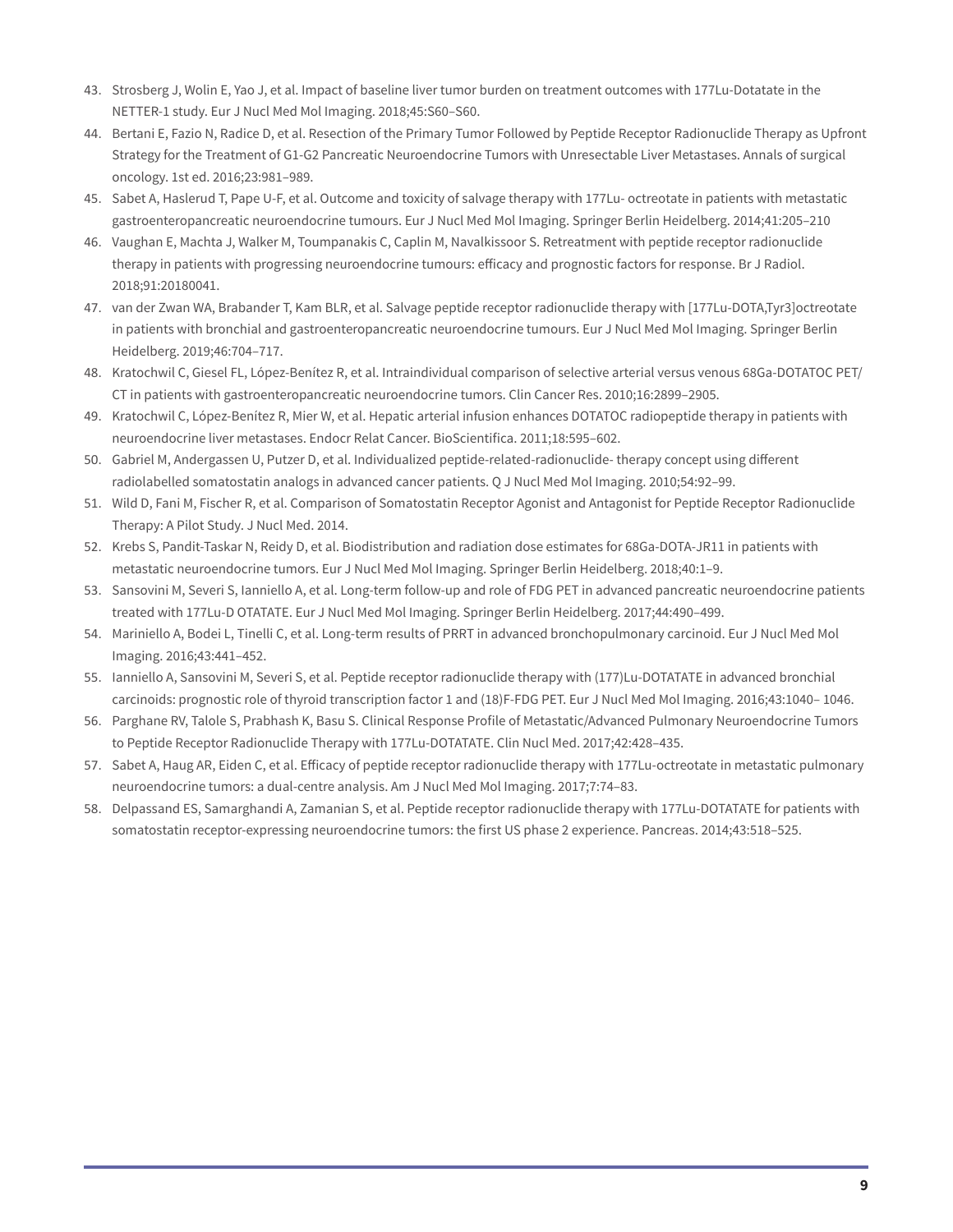43. Strosberg J, Wolin E, Yao J, et al. Impact of baseline liver tumor burden on treatment outcomes with 177Lu-Dotatate in the NETTER-1 study. Eur J Nucl Med Mol Imaging. 2018;45:S60–S60.
44. Bertani E, Fazio N, Radice D, et al. Resection of the Primary Tumor Followed by Peptide Receptor Radionuclide Therapy as Upfront Strategy for the Treatment of G1-G2 Pancreatic Neuroendocrine Tumors with Unresectable Liver Metastases. Annals of surgical oncology. 1st ed. 2016;23:981–989.
45. Sabet A, Haslerud T, Pape U-F, et al. Outcome and toxicity of salvage therapy with 177Lu- octreotate in patients with metastatic gastroenteropancreatic neuroendocrine tumours. Eur J Nucl Med Mol Imaging. Springer Berlin Heidelberg. 2014;41:205–210
46. Vaughan E, Machta J, Walker M, Toumpanakis C, Caplin M, Navalkissoor S. Retreatment with peptide receptor radionuclide therapy in patients with progressing neuroendocrine tumours: efficacy and prognostic factors for response. Br J Radiol. 2018;91:20180041.
47. van der Zwan WA, Brabander T, Kam BLR, et al. Salvage peptide receptor radionuclide therapy with [177Lu-DOTA,Tyr3]octreotate in patients with bronchial and gastroenteropancreatic neuroendocrine tumours. Eur J Nucl Med Mol Imaging. Springer Berlin Heidelberg. 2019;46:704–717.
48. Kratochwil C, Giesel FL, López-Benítez R, et al. Intraindividual comparison of selective arterial versus venous 68Ga-DOTATOC PET/CT in patients with gastroenteropancreatic neuroendocrine tumors. Clin Cancer Res. 2010;16:2899–2905.
49. Kratochwil C, López-Benítez R, Mier W, et al. Hepatic arterial infusion enhances DOTATOC radiopeptide therapy in patients with neuroendocrine liver metastases. Endocr Relat Cancer. BioScientifica. 2011;18:595–602.
50. Gabriel M, Andergassen U, Putzer D, et al. Individualized peptide-related-radionuclide- therapy concept using different radiolabelled somatostatin analogs in advanced cancer patients. Q J Nucl Med Mol Imaging. 2010;54:92–99.
51. Wild D, Fani M, Fischer R, et al. Comparison of Somatostatin Receptor Agonist and Antagonist for Peptide Receptor Radionuclide Therapy: A Pilot Study. J Nucl Med. 2014.
52. Krebs S, Pandit-Taskar N, Reidy D, et al. Biodistribution and radiation dose estimates for 68Ga-DOTA-JR11 in patients with metastatic neuroendocrine tumors. Eur J Nucl Med Mol Imaging. Springer Berlin Heidelberg. 2018;40:1–9.
53. Sansovini M, Severi S, Ianniello A, et al. Long-term follow-up and role of FDG PET in advanced pancreatic neuroendocrine patients treated with 177Lu-D OTATATE. Eur J Nucl Med Mol Imaging. Springer Berlin Heidelberg. 2017;44:490–499.
54. Mariniello A, Bodei L, Tinelli C, et al. Long-term results of PRRT in advanced bronchopulmonary carcinoid. Eur J Nucl Med Mol Imaging. 2016;43:441–452.
55. Ianniello A, Sansovini M, Severi S, et al. Peptide receptor radionuclide therapy with (177)Lu-DOTATATE in advanced bronchial carcinoids: prognostic role of thyroid transcription factor 1 and (18)F-FDG PET. Eur J Nucl Med Mol Imaging. 2016;43:1040– 1046.
56. Parghane RV, Talole S, Prabhash K, Basu S. Clinical Response Profile of Metastatic/Advanced Pulmonary Neuroendocrine Tumors to Peptide Receptor Radionuclide Therapy with 177Lu-DOTATATE. Clin Nucl Med. 2017;42:428–435.
57. Sabet A, Haug AR, Eiden C, et al. Efficacy of peptide receptor radionuclide therapy with 177Lu-octreotate in metastatic pulmonary neuroendocrine tumors: a dual-centre analysis. Am J Nucl Med Mol Imaging. 2017;7:74–83.
58. Delpassand ES, Samarghandi A, Zamanian S, et al. Peptide receptor radionuclide therapy with 177Lu-DOTATATE for patients with somatostatin receptor-expressing neuroendocrine tumors: the first US phase 2 experience. Pancreas. 2014;43:518–525.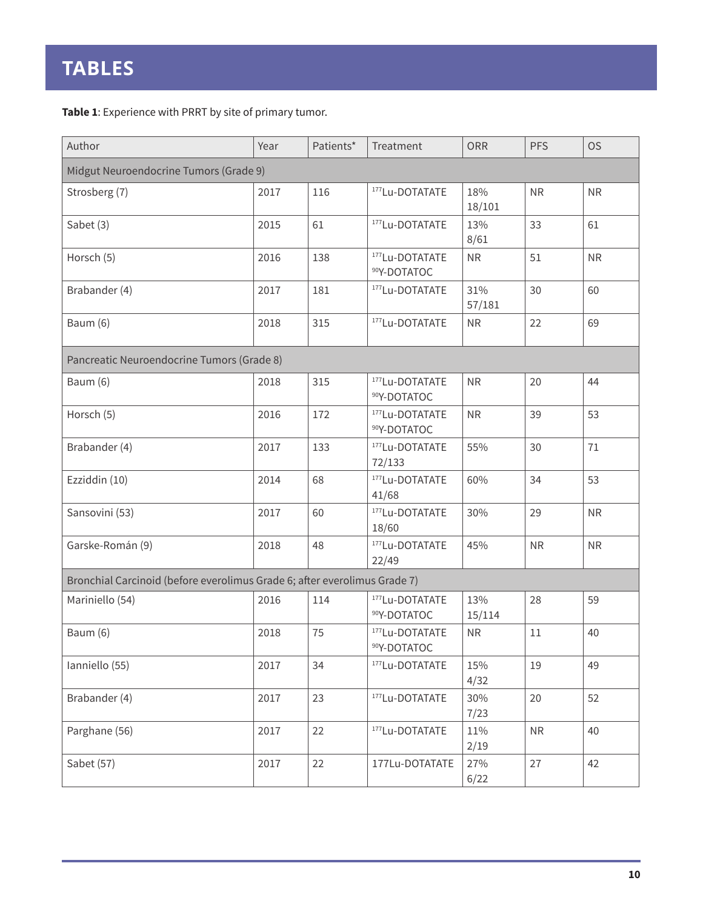# TABLES

**Table 1**: Experience with PRRT by site of primary tumor.

| Author | Year | Patients* | Treatment | ORR | PFS | OS |
|---|---|---|---|---|---|---|
| Midgut Neuroendocrine Tumors (Grade 9) | | | | | | |
| Strosberg (7) | 2017 | 116 | $^{177}$Lu-DOTATATE | 18% 18/101 | NR | NR |
| Sabet (3) | 2015 | 61 | $^{177}$Lu-DOTATATE | 13% 8/61 | 33 | 61 |
| Horsch (5) | 2016 | 138 | $^{177}$Lu-DOTATATE $^{90}$Y-DOTATOC | NR | 51 | NR |
| Brabander (4) | 2017 | 181 | $^{177}$Lu-DOTATATE | 31% 57/181 | 30 | 60 |
| Baum (6) | 2018 | 315 | $^{177}$Lu-DOTATATE | NR | 22 | 69 |
| Pancreatic Neuroendocrine Tumors (Grade 8) | | | | | | |
| Baum (6) | 2018 | 315 | $^{177}$Lu-DOTATATE $^{90}$Y-DOTATOC | NR | 20 | 44 |
| Horsch (5) | 2016 | 172 | $^{177}$Lu-DOTATATE $^{90}$Y-DOTATOC | NR | 39 | 53 |
| Brabander (4) | 2017 | 133 | $^{177}$Lu-DOTATATE | 55% 72/133 | 30 | 71 |
| Ezziddin (10) | 2014 | 68 | $^{177}$Lu-DOTATATE | 60% 41/68 | 34 | 53 |
| Sansovini (53) | 2017 | 60 | $^{177}$Lu-DOTATATE | 30% 18/60 | 29 | NR |
| Garske-Román (9) | 2018 | 48 | $^{177}$Lu-DOTATATE | 45% 22/49 | NR | NR |
| Bronchial Carcinoid (before everolimus Grade 6; after everolimus Grade 7) | | | | | | |
| Mariniello (54) | 2016 | 114 | $^{177}$Lu-DOTATATE $^{90}$Y-DOTATOC | 13% 15/114 | 28 | 59 |
| Baum (6) | 2018 | 75 | $^{177}$Lu-DOTATATE $^{90}$Y-DOTATOC | NR | 11 | 40 |
| Ianniello (55) | 2017 | 34 | $^{177}$Lu-DOTATATE | 15% 4/32 | 19 | 49 |
| Brabander (4) | 2017 | 23 | $^{177}$Lu-DOTATATE | 30% 7/23 | 20 | 52 |
| Parghane (56) | 2017 | 22 | $^{177}$Lu-DOTATATE | 11% 2/19 | NR | 40 |
| Sabet (57) | 2017 | 22 | 177Lu-DOTATATE | 27% 6/22 | 27 | 42 |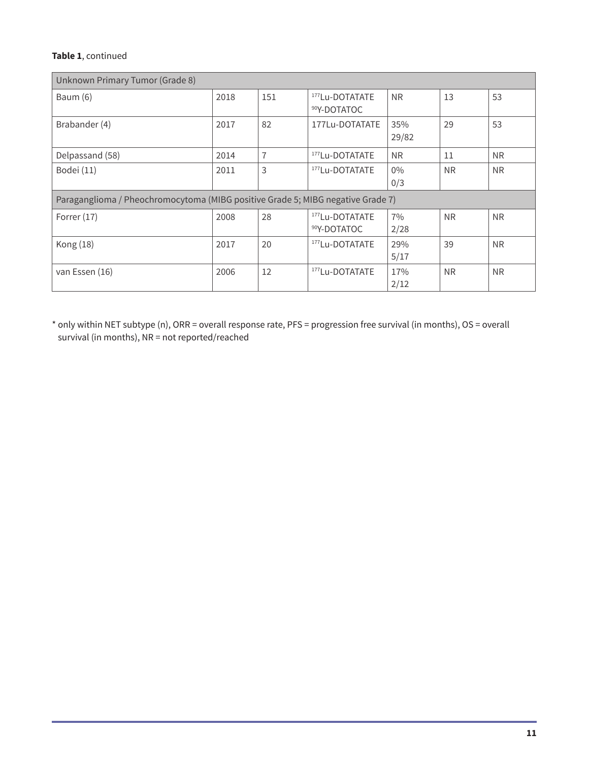**Table 1**, continued

| | | | | | | |
|---|---|---|---|---|---|---|
| Unknown Primary Tumor (Grade 8) | | | | | | |
| Baum (6) | 2018 | 151 | $^{177}$Lu-DOTATATE $^{90}$Y-DOTATOC | NR | 13 | 53 |
| Brabander (4) | 2017 | 82 | 177Lu-DOTATATE | 35% 29/82 | 29 | 53 |
| Delpassand (58) | 2014 | 7 | $^{177}$Lu-DOTATATE | NR | 11 | NR |
| Bodei (11) | 2011 | 3 | $^{177}$Lu-DOTATATE | 0% 0/3 | NR | NR |
| Paraganglioma / Pheochromocytoma (MIBG positive Grade 5; MIBG negative Grade 7) | | | | | | |
| Forrer (17) | 2008 | 28 | $^{177}$Lu-DOTATATE $^{90}$Y-DOTATOC | 7% 2/28 | NR | NR |
| Kong (18) | 2017 | 20 | $^{177}$Lu-DOTATATE | 29% 5/17 | 39 | NR |
| van Essen (16) | 2006 | 12 | $^{177}$Lu-DOTATATE | 17% 2/12 | NR | NR |

* only within NET subtype (n), ORR = overall response rate, PFS = progression free survival (in months), OS = overall survival (in months), NR = not reported/reached